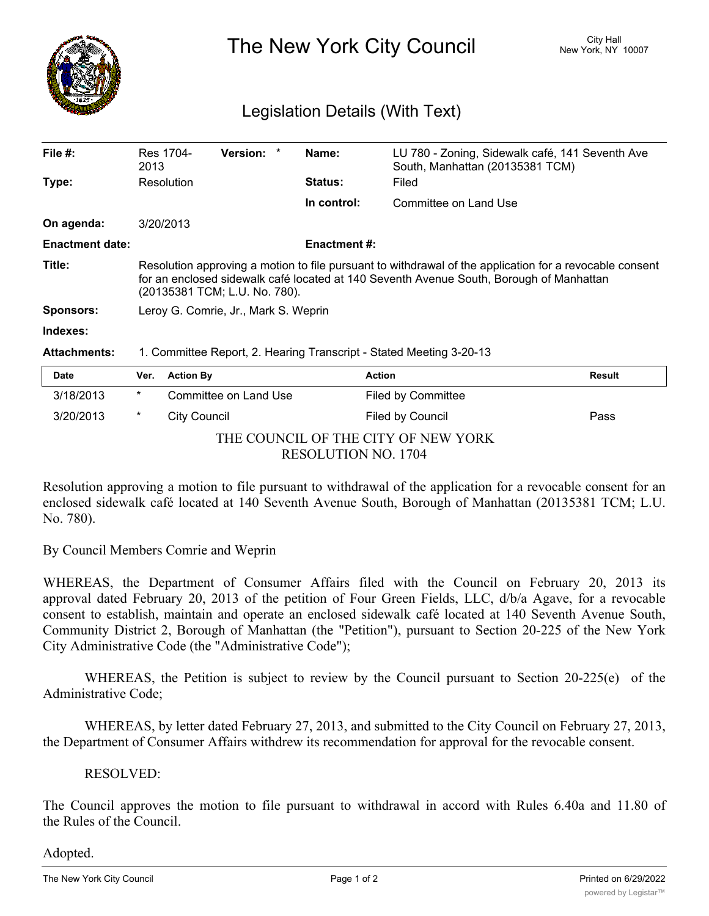# The New York City Council

City Hall
New York, NY 10007

## Legislation Details (With Text)

| | | | |
|---|---|---|---|
| **File #:** | Res 1704-2013 **Version:** * | **Name:** | LU 780 - Zoning, Sidewalk café, 141 Seventh Ave South, Manhattan (20135381 TCM) |
| **Type:** | Resolution | **Status:** | Filed |
| | | **In control:** | Committee on Land Use |
| **On agenda:** | 3/20/2013 | | |
| **Enactment date:** | | **Enactment #:** | |

**Title:** Resolution approving a motion to file pursuant to withdrawal of the application for a revocable consent for an enclosed sidewalk café located at 140 Seventh Avenue South, Borough of Manhattan (20135381 TCM; L.U. No. 780).

**Sponsors:** Leroy G. Comrie, Jr., Mark S. Weprin

**Indexes:**

**Attachments:** 1. Committee Report, 2. Hearing Transcript - Stated Meeting 3-20-13

| Date | Ver. | Action By | Action | Result |
|---|---|---|---|---|
| 3/18/2013 | * | Committee on Land Use | Filed by Committee | |
| 3/20/2013 | * | City Council | Filed by Council | Pass |

THE COUNCIL OF THE CITY OF NEW YORK
RESOLUTION NO. 1704

Resolution approving a motion to file pursuant to withdrawal of the application for a revocable consent for an enclosed sidewalk café located at 140 Seventh Avenue South, Borough of Manhattan (20135381 TCM; L.U. No. 780).

By Council Members Comrie and Weprin

WHEREAS, the Department of Consumer Affairs filed with the Council on February 20, 2013 its approval dated February 20, 2013 of the petition of Four Green Fields, LLC, d/b/a Agave, for a revocable consent to establish, maintain and operate an enclosed sidewalk café located at 140 Seventh Avenue South, Community District 2, Borough of Manhattan (the "Petition"), pursuant to Section 20-225 of the New York City Administrative Code (the "Administrative Code");

WHEREAS, the Petition is subject to review by the Council pursuant to Section 20-225(e) of the Administrative Code;

WHEREAS, by letter dated February 27, 2013, and submitted to the City Council on February 27, 2013, the Department of Consumer Affairs withdrew its recommendation for approval for the revocable consent.

RESOLVED:

The Council approves the motion to file pursuant to withdrawal in accord with Rules 6.40a and 11.80 of the Rules of the Council.

Adopted.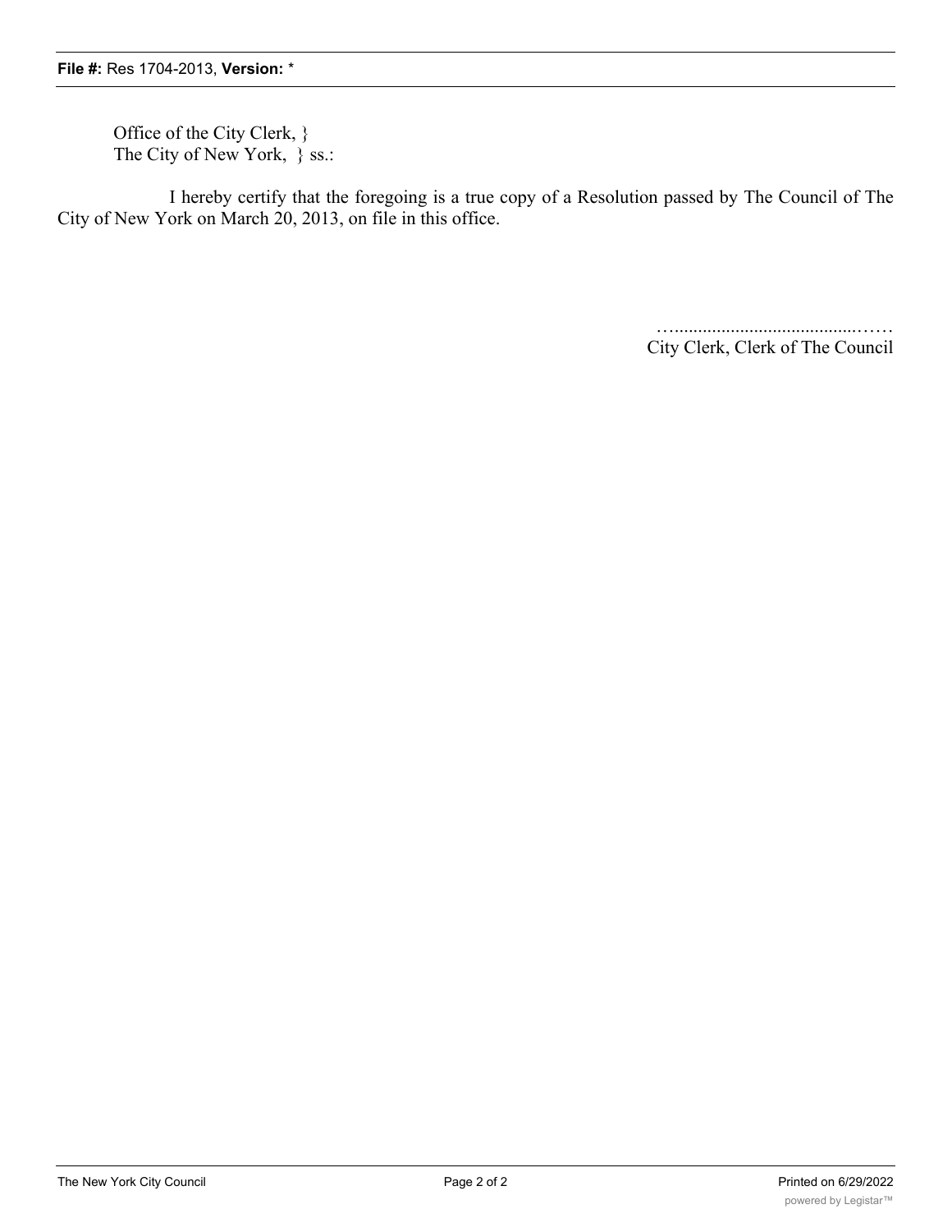Office of the City Clerk, }
The City of New York, } ss.:

I hereby certify that the foregoing is a true copy of a Resolution passed by The Council of The City of New York on March 20, 2013, on file in this office.

…........................................……
City Clerk, Clerk of The Council